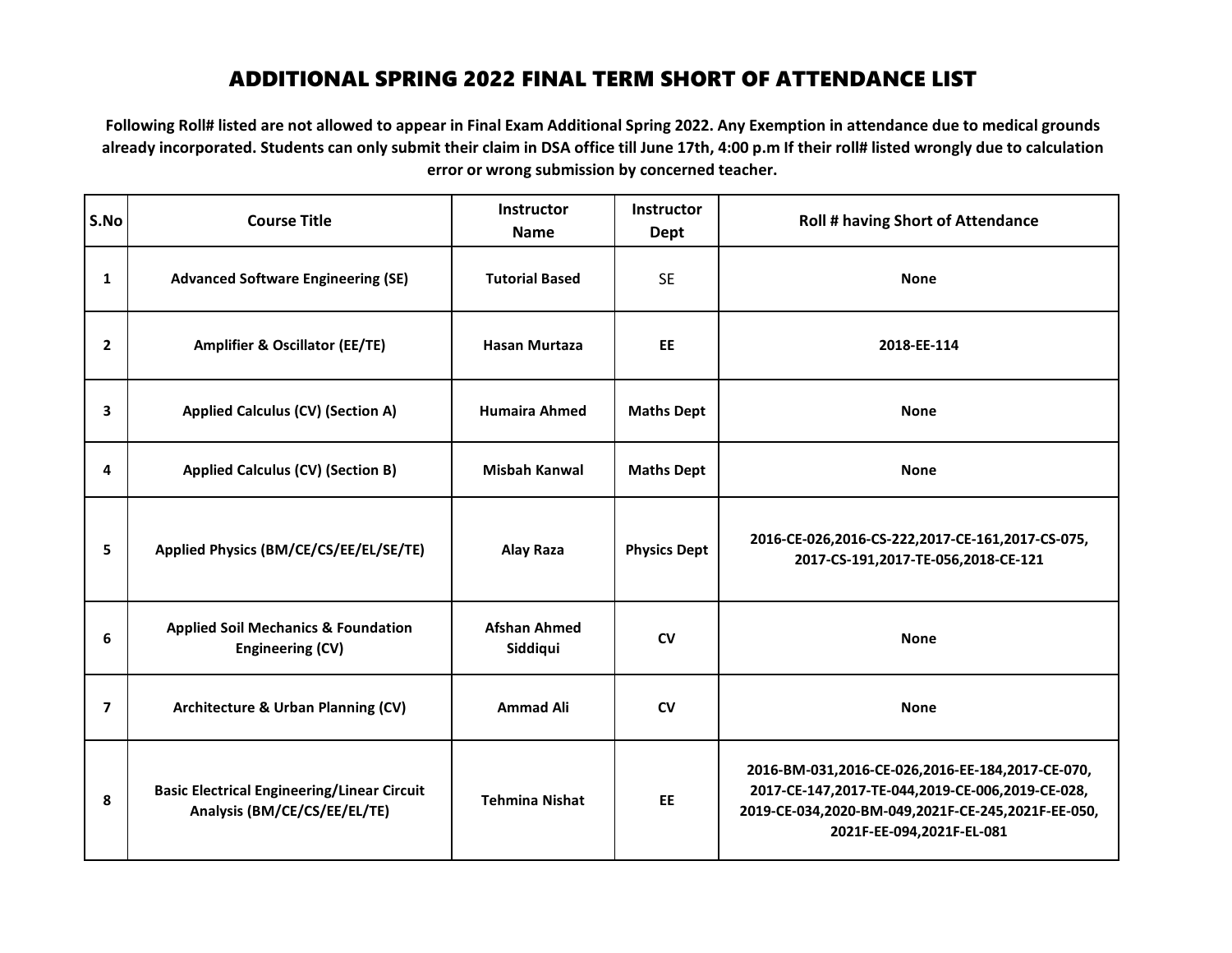# ADDITIONAL SPRING 2022 FINAL TERM SHORT OF ATTENDANCE LIST

**Following Roll# listed are not allowed to appear in Final Exam Additional Spring 2022. Any Exemption in attendance due to medical grounds already incorporated. Students can only submit their claim in DSA office till June 17th, 4:00 p.m If their roll# listed wrongly due to calculation error or wrong submission by concerned teacher.**

| S.No | Course Title | Instructor Name | Instructor Dept | Roll # having Short of Attendance |
|---|---|---|---|---|
| 1 | Advanced Software Engineering (SE) | Tutorial Based | SE | None |
| 2 | Amplifier & Oscillator (EE/TE) | Hasan Murtaza | EE | 2018-EE-114 |
| 3 | Applied Calculus (CV) (Section A) | Humaira Ahmed | Maths Dept | None |
| 4 | Applied Calculus (CV) (Section B) | Misbah Kanwal | Maths Dept | None |
| 5 | Applied Physics (BM/CE/CS/EE/EL/SE/TE) | Alay Raza | Physics Dept | 2016-CE-026,2016-CS-222,2017-CE-161,2017-CS-075, 2017-CS-191,2017-TE-056,2018-CE-121 |
| 6 | Applied Soil Mechanics & Foundation Engineering (CV) | Afshan Ahmed Siddiqui | CV | None |
| 7 | Architecture & Urban Planning (CV) | Ammad Ali | CV | None |
| 8 | Basic Electrical Engineering/Linear Circuit Analysis (BM/CE/CS/EE/EL/TE) | Tehmina Nishat | EE | 2016-BM-031,2016-CE-026,2016-EE-184,2017-CE-070, 2017-CE-147,2017-TE-044,2019-CE-006,2019-CE-028, 2019-CE-034,2020-BM-049,2021F-CE-245,2021F-EE-050, 2021F-EE-094,2021F-EL-081 |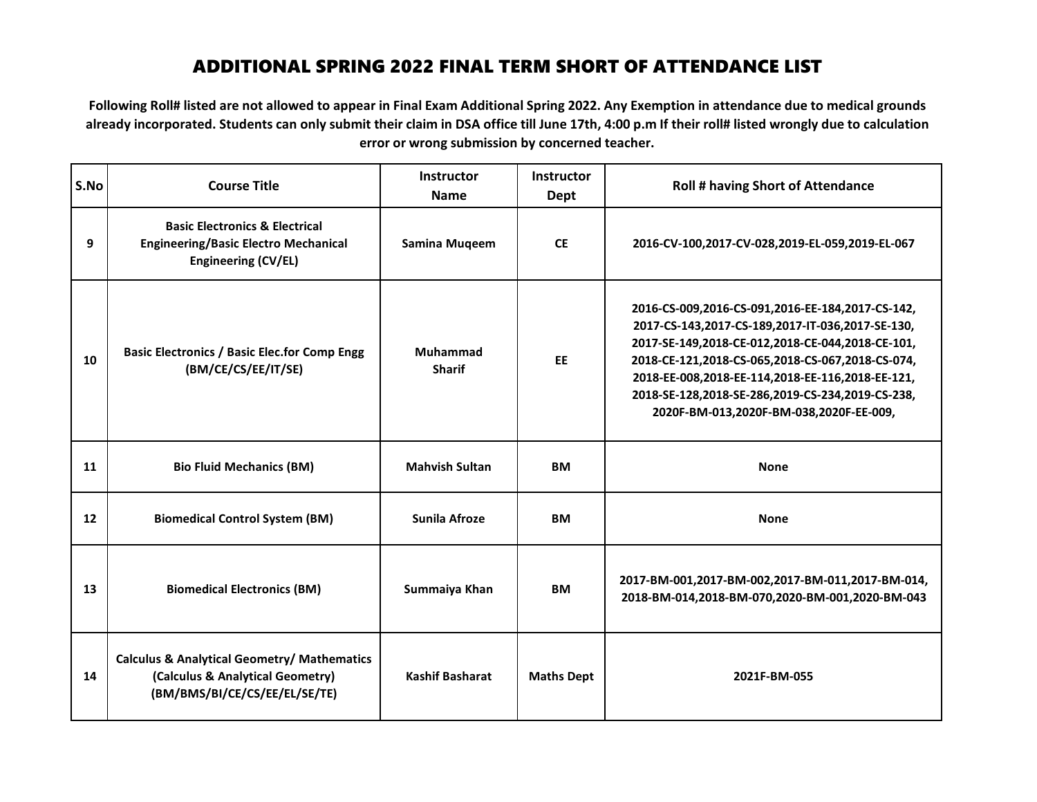# ADDITIONAL SPRING 2022 FINAL TERM SHORT OF ATTENDANCE LIST

**Following Roll# listed are not allowed to appear in Final Exam Additional Spring 2022. Any Exemption in attendance due to medical grounds already incorporated. Students can only submit their claim in DSA office till June 17th, 4:00 p.m If their roll# listed wrongly due to calculation error or wrong submission by concerned teacher.**

| S.No | Course Title | Instructor Name | Instructor Dept | Roll # having Short of Attendance |
|---|---|---|---|---|
| 9 | Basic Electronics & Electrical Engineering/Basic Electro Mechanical Engineering (CV/EL) | Samina Muqeem | CE | 2016-CV-100,2017-CV-028,2019-EL-059,2019-EL-067 |
| 10 | Basic Electronics / Basic Elec.for Comp Engg (BM/CE/CS/EE/IT/SE) | Muhammad Sharif | EE | 2016-CS-009,2016-CS-091,2016-EE-184,2017-CS-142, 2017-CS-143,2017-CS-189,2017-IT-036,2017-SE-130, 2017-SE-149,2018-CE-012,2018-CE-044,2018-CE-101, 2018-CE-121,2018-CS-065,2018-CS-067,2018-CS-074, 2018-EE-008,2018-EE-114,2018-EE-116,2018-EE-121, 2018-SE-128,2018-SE-286,2019-CS-234,2019-CS-238, 2020F-BM-013,2020F-BM-038,2020F-EE-009, |
| 11 | Bio Fluid Mechanics (BM) | Mahvish Sultan | BM | None |
| 12 | Biomedical Control System (BM) | Sunila Afroze | BM | None |
| 13 | Biomedical Electronics (BM) | Summaiya Khan | BM | 2017-BM-001,2017-BM-002,2017-BM-011,2017-BM-014, 2018-BM-014,2018-BM-070,2020-BM-001,2020-BM-043 |
| 14 | Calculus & Analytical Geometry/ Mathematics (Calculus & Analytical Geometry) (BM/BMS/BI/CE/CS/EE/EL/SE/TE) | Kashif Basharat | Maths Dept | 2021F-BM-055 |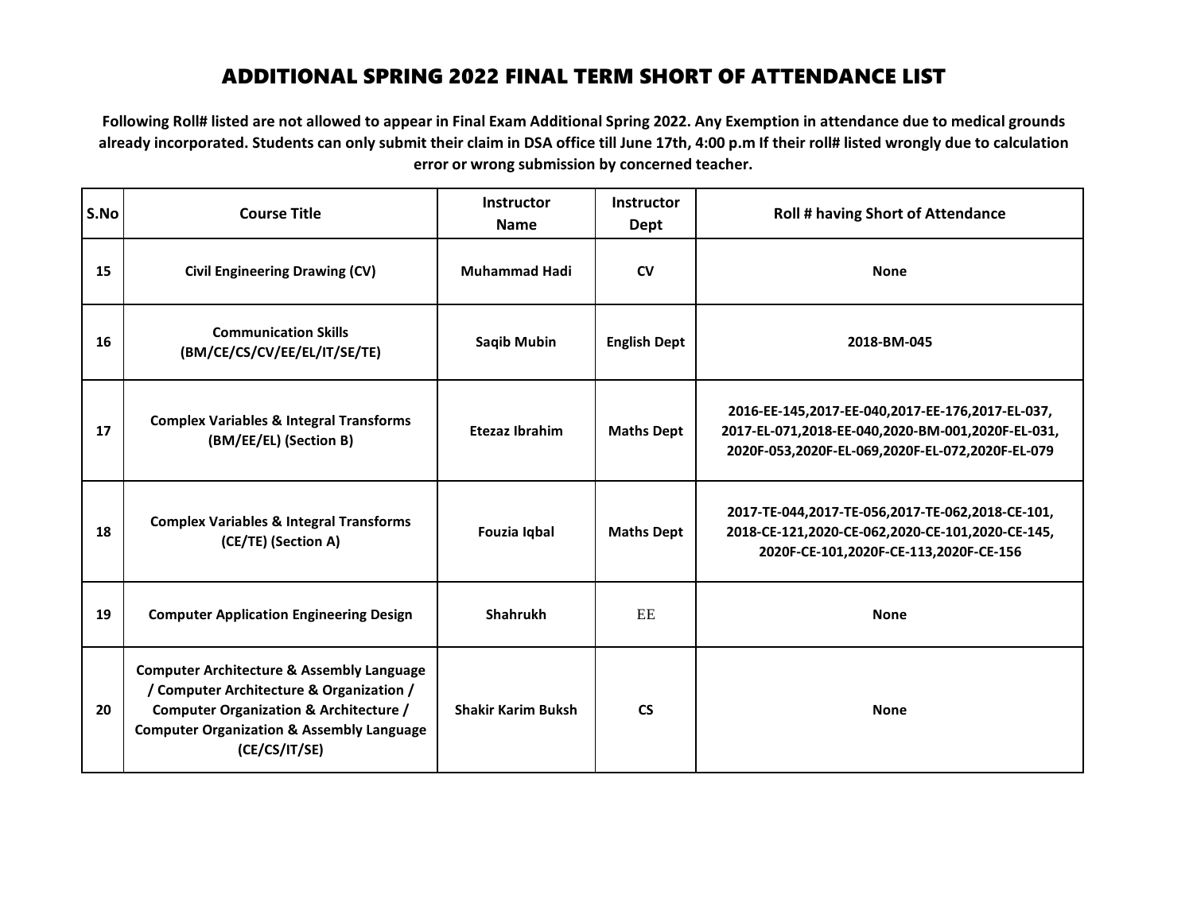# ADDITIONAL SPRING 2022 FINAL TERM SHORT OF ATTENDANCE LIST

**Following Roll# listed are not allowed to appear in Final Exam Additional Spring 2022. Any Exemption in attendance due to medical grounds already incorporated. Students can only submit their claim in DSA office till June 17th, 4:00 p.m If their roll# listed wrongly due to calculation error or wrong submission by concerned teacher.**

| S.No | Course Title | Instructor Name | Instructor Dept | Roll # having Short of Attendance |
|---|---|---|---|---|
| 15 | Civil Engineering Drawing (CV) | Muhammad Hadi | CV | None |
| 16 | Communication Skills (BM/CE/CS/CV/EE/EL/IT/SE/TE) | Saqib Mubin | English Dept | 2018-BM-045 |
| 17 | Complex Variables & Integral Transforms (BM/EE/EL) (Section B) | Etezaz Ibrahim | Maths Dept | 2016-EE-145,2017-EE-040,2017-EE-176,2017-EL-037, 2017-EL-071,2018-EE-040,2020-BM-001,2020F-EL-031, 2020F-053,2020F-EL-069,2020F-EL-072,2020F-EL-079 |
| 18 | Complex Variables & Integral Transforms (CE/TE) (Section A) | Fouzia Iqbal | Maths Dept | 2017-TE-044,2017-TE-056,2017-TE-062,2018-CE-101, 2018-CE-121,2020-CE-062,2020-CE-101,2020-CE-145, 2020F-CE-101,2020F-CE-113,2020F-CE-156 |
| 19 | Computer Application Engineering Design | Shahrukh | EE | None |
| 20 | Computer Architecture & Assembly Language / Computer Architecture & Organization / Computer Organization & Architecture / Computer Organization & Assembly Language (CE/CS/IT/SE) | Shakir Karim Buksh | CS | None |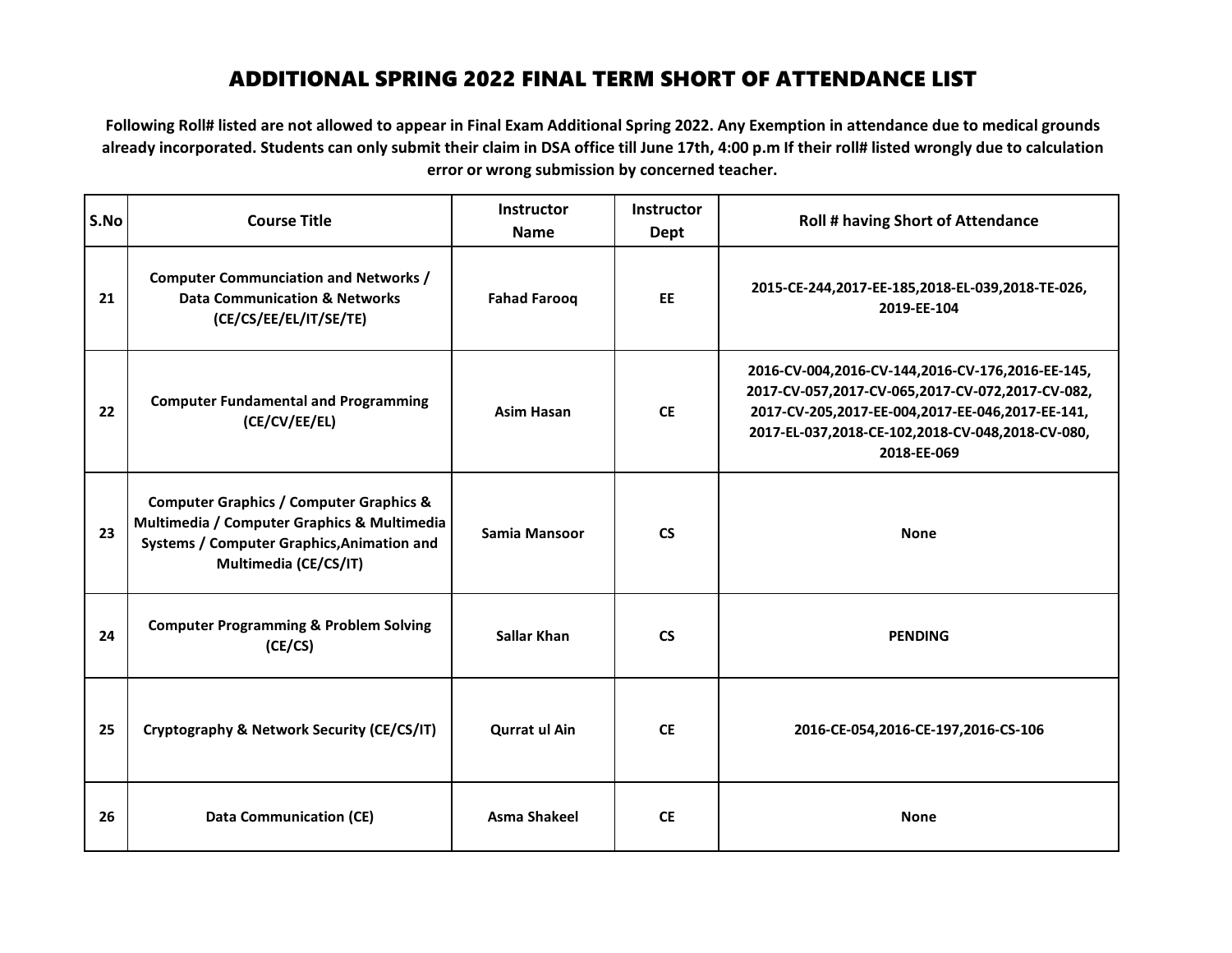# ADDITIONAL SPRING 2022 FINAL TERM SHORT OF ATTENDANCE LIST

**Following Roll# listed are not allowed to appear in Final Exam Additional Spring 2022. Any Exemption in attendance due to medical grounds already incorporated. Students can only submit their claim in DSA office till June 17th, 4:00 p.m If their roll# listed wrongly due to calculation error or wrong submission by concerned teacher.**

| S.No | Course Title | Instructor Name | Instructor Dept | Roll # having Short of Attendance |
|---|---|---|---|---|
| 21 | Computer Communciation and Networks / Data Communication & Networks (CE/CS/EE/EL/IT/SE/TE) | Fahad Farooq | EE | 2015-CE-244,2017-EE-185,2018-EL-039,2018-TE-026, 2019-EE-104 |
| 22 | Computer Fundamental and Programming (CE/CV/EE/EL) | Asim Hasan | CE | 2016-CV-004,2016-CV-144,2016-CV-176,2016-EE-145, 2017-CV-057,2017-CV-065,2017-CV-072,2017-CV-082, 2017-CV-205,2017-EE-004,2017-EE-046,2017-EE-141, 2017-EL-037,2018-CE-102,2018-CV-048,2018-CV-080, 2018-EE-069 |
| 23 | Computer Graphics / Computer Graphics & Multimedia / Computer Graphics & Multimedia Systems / Computer Graphics,Animation and Multimedia (CE/CS/IT) | Samia Mansoor | CS | None |
| 24 | Computer Programming & Problem Solving (CE/CS) | Sallar Khan | CS | PENDING |
| 25 | Cryptography & Network Security (CE/CS/IT) | Qurrat ul Ain | CE | 2016-CE-054,2016-CE-197,2016-CS-106 |
| 26 | Data Communication (CE) | Asma Shakeel | CE | None |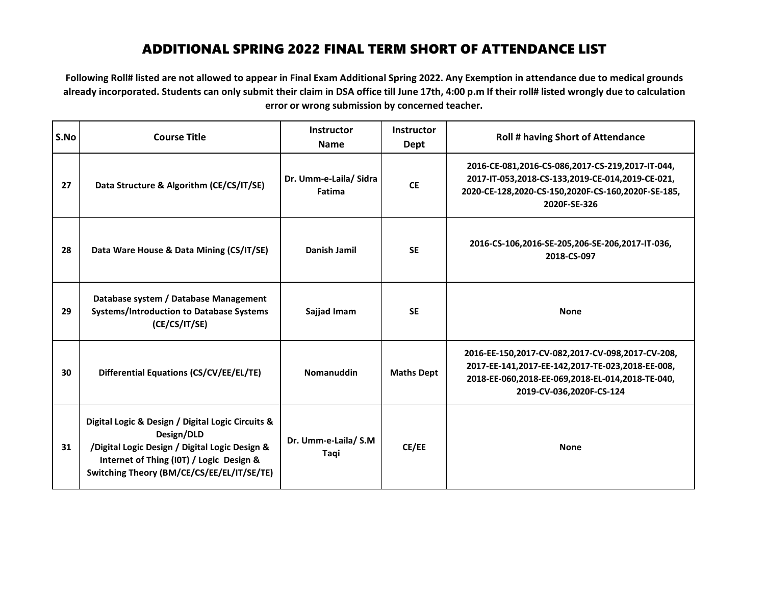# ADDITIONAL SPRING 2022 FINAL TERM SHORT OF ATTENDANCE LIST

**Following Roll# listed are not allowed to appear in Final Exam Additional Spring 2022. Any Exemption in attendance due to medical grounds already incorporated. Students can only submit their claim in DSA office till June 17th, 4:00 p.m If their roll# listed wrongly due to calculation error or wrong submission by concerned teacher.**

| S.No | Course Title | Instructor Name | Instructor Dept | Roll # having Short of Attendance |
|---|---|---|---|---|
| 27 | Data Structure & Algorithm (CE/CS/IT/SE) | Dr. Umm-e-Laila/ Sidra Fatima | CE | 2016-CE-081,2016-CS-086,2017-CS-219,2017-IT-044, 2017-IT-053,2018-CS-133,2019-CE-014,2019-CE-021, 2020-CE-128,2020-CS-150,2020F-CS-160,2020F-SE-185, 2020F-SE-326 |
| 28 | Data Ware House & Data Mining (CS/IT/SE) | Danish Jamil | SE | 2016-CS-106,2016-SE-205,206-SE-206,2017-IT-036, 2018-CS-097 |
| 29 | Database system / Database Management Systems/Introduction to Database Systems (CE/CS/IT/SE) | Sajjad Imam | SE | None |
| 30 | Differential Equations (CS/CV/EE/EL/TE) | Nomanuddin | Maths Dept | 2016-EE-150,2017-CV-082,2017-CV-098,2017-CV-208, 2017-EE-141,2017-EE-142,2017-TE-023,2018-EE-008, 2018-EE-060,2018-EE-069,2018-EL-014,2018-TE-040, 2019-CV-036,2020F-CS-124 |
| 31 | Digital Logic & Design / Digital Logic Circuits & Design/DLD /Digital Logic Design / Digital Logic Design & Internet of Thing (I0T) / Logic Design & Switching Theory (BM/CE/CS/EE/EL/IT/SE/TE) | Dr. Umm-e-Laila/ S.M Taqi | CE/EE | None |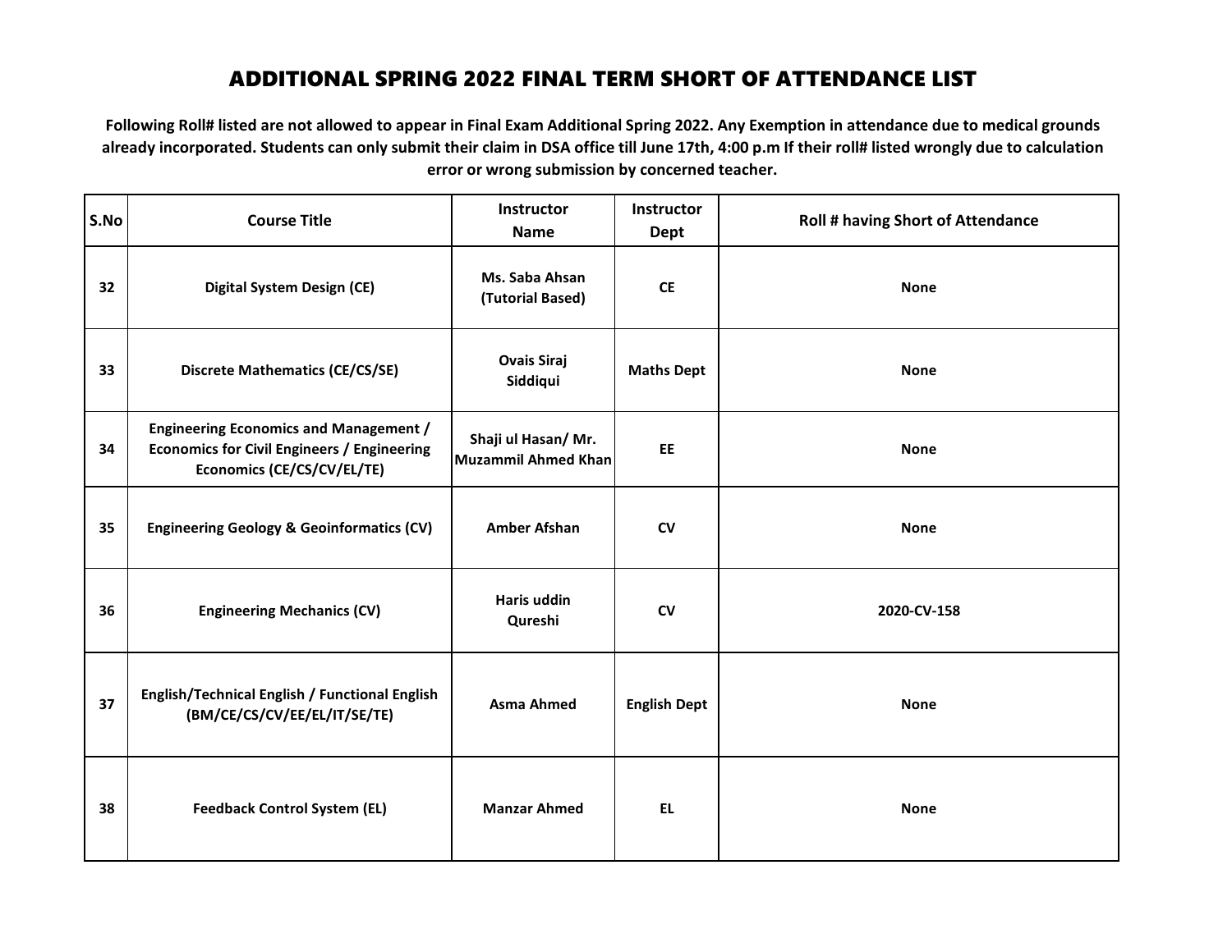# ADDITIONAL SPRING 2022 FINAL TERM SHORT OF ATTENDANCE LIST

**Following Roll# listed are not allowed to appear in Final Exam Additional Spring 2022. Any Exemption in attendance due to medical grounds already incorporated. Students can only submit their claim in DSA office till June 17th, 4:00 p.m If their roll# listed wrongly due to calculation error or wrong submission by concerned teacher.**

| S.No | Course Title | Instructor Name | Instructor Dept | Roll # having Short of Attendance |
|---|---|---|---|---|
| 32 | Digital System Design (CE) | Ms. Saba Ahsan (Tutorial Based) | CE | None |
| 33 | Discrete Mathematics (CE/CS/SE) | Ovais Siraj Siddiqui | Maths Dept | None |
| 34 | Engineering Economics and Management / Economics for Civil Engineers / Engineering Economics (CE/CS/CV/EL/TE) | Shaji ul Hasan/ Mr. Muzammil Ahmed Khan | EE | None |
| 35 | Engineering Geology & Geoinformatics (CV) | Amber Afshan | CV | None |
| 36 | Engineering Mechanics (CV) | Haris uddin Qureshi | CV | 2020-CV-158 |
| 37 | English/Technical English / Functional English (BM/CE/CS/CV/EE/EL/IT/SE/TE) | Asma Ahmed | English Dept | None |
| 38 | Feedback Control System (EL) | Manzar Ahmed | EL | None |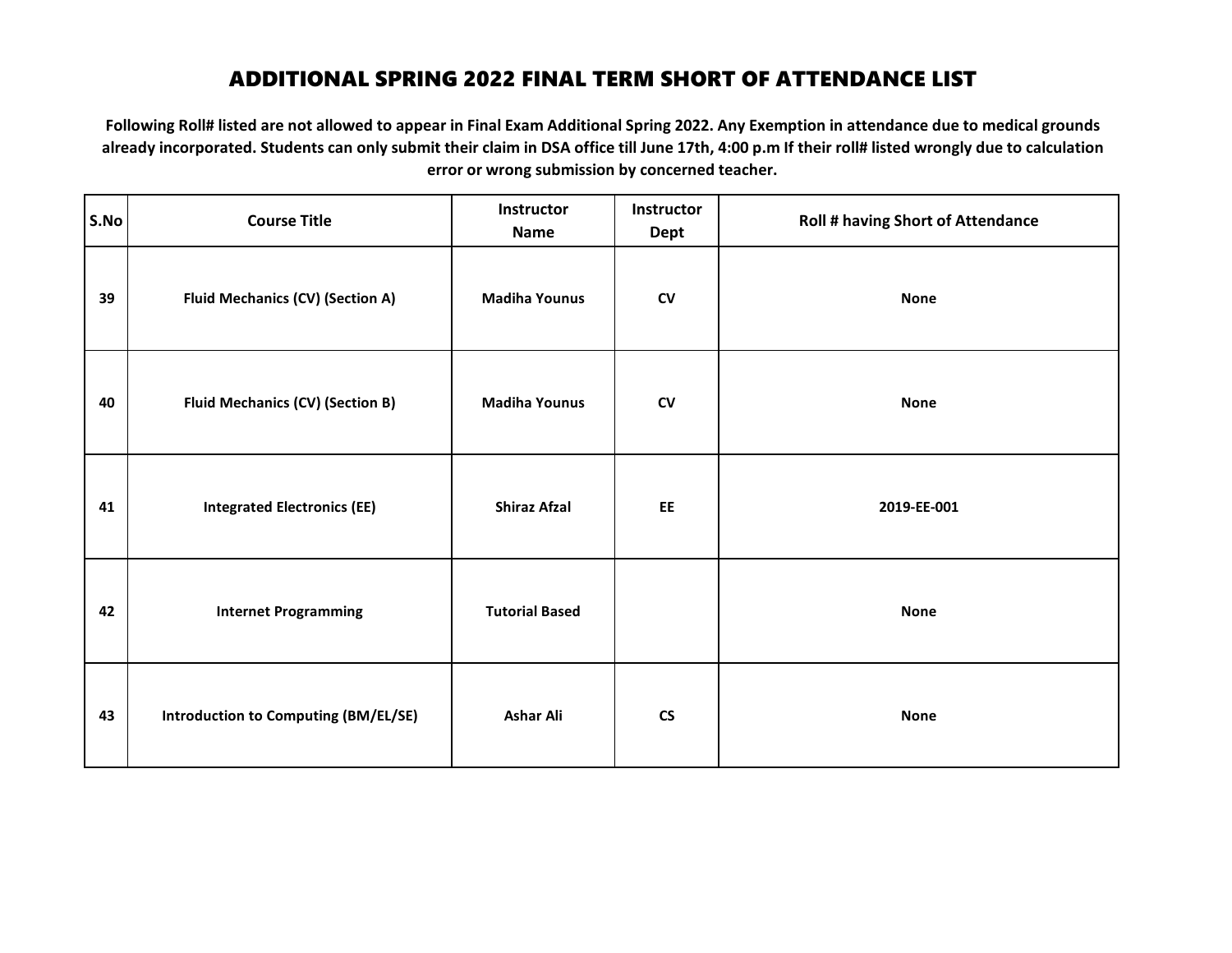# ADDITIONAL SPRING 2022 FINAL TERM SHORT OF ATTENDANCE LIST

**Following Roll# listed are not allowed to appear in Final Exam Additional Spring 2022. Any Exemption in attendance due to medical grounds already incorporated. Students can only submit their claim in DSA office till June 17th, 4:00 p.m If their roll# listed wrongly due to calculation error or wrong submission by concerned teacher.**

| S.No | Course Title | Instructor Name | Instructor Dept | Roll # having Short of Attendance |
|---|---|---|---|---|
| 39 | Fluid Mechanics (CV) (Section A) | Madiha Younus | CV | None |
| 40 | Fluid Mechanics (CV) (Section B) | Madiha Younus | CV | None |
| 41 | Integrated Electronics (EE) | Shiraz Afzal | EE | 2019-EE-001 |
| 42 | Internet Programming | Tutorial Based | | None |
| 43 | Introduction to Computing (BM/EL/SE) | Ashar Ali | CS | None |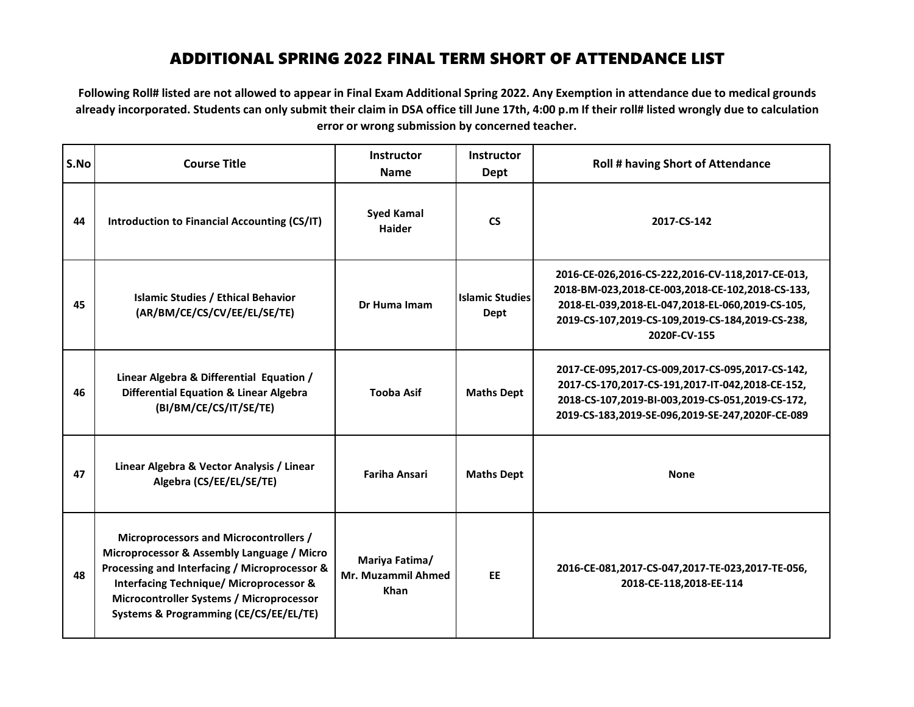# ADDITIONAL SPRING 2022 FINAL TERM SHORT OF ATTENDANCE LIST

**Following Roll# listed are not allowed to appear in Final Exam Additional Spring 2022. Any Exemption in attendance due to medical grounds already incorporated. Students can only submit their claim in DSA office till June 17th, 4:00 p.m If their roll# listed wrongly due to calculation error or wrong submission by concerned teacher.**

| S.No | Course Title | Instructor Name | Instructor Dept | Roll # having Short of Attendance |
|---|---|---|---|---|
| 44 | Introduction to Financial Accounting (CS/IT) | Syed Kamal Haider | CS | 2017-CS-142 |
| 45 | Islamic Studies / Ethical Behavior (AR/BM/CE/CS/CV/EE/EL/SE/TE) | Dr Huma Imam | Islamic Studies Dept | 2016-CE-026,2016-CS-222,2016-CV-118,2017-CE-013, 2018-BM-023,2018-CE-003,2018-CE-102,2018-CS-133, 2018-EL-039,2018-EL-047,2018-EL-060,2019-CS-105, 2019-CS-107,2019-CS-109,2019-CS-184,2019-CS-238, 2020F-CV-155 |
| 46 | Linear Algebra & Differential Equation / Differential Equation & Linear Algebra (BI/BM/CE/CS/IT/SE/TE) | Tooba Asif | Maths Dept | 2017-CE-095,2017-CS-009,2017-CS-095,2017-CS-142, 2017-CS-170,2017-CS-191,2017-IT-042,2018-CE-152, 2018-CS-107,2019-BI-003,2019-CS-051,2019-CS-172, 2019-CS-183,2019-SE-096,2019-SE-247,2020F-CE-089 |
| 47 | Linear Algebra & Vector Analysis / Linear Algebra (CS/EE/EL/SE/TE) | Fariha Ansari | Maths Dept | None |
| 48 | Microprocessors and Microcontrollers / Microprocessor & Assembly Language / Micro Processing and Interfacing / Microprocessor & Interfacing Technique/ Microprocessor & Microcontroller Systems / Microprocessor Systems & Programming (CE/CS/EE/EL/TE) | Mariya Fatima/ Mr. Muzammil Ahmed Khan | EE | 2016-CE-081,2017-CS-047,2017-TE-023,2017-TE-056, 2018-CE-118,2018-EE-114 |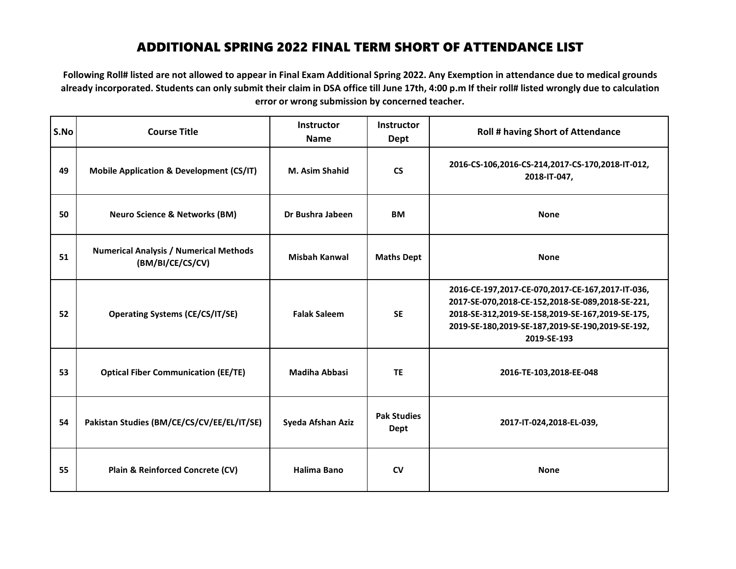# ADDITIONAL SPRING 2022 FINAL TERM SHORT OF ATTENDANCE LIST

**Following Roll# listed are not allowed to appear in Final Exam Additional Spring 2022. Any Exemption in attendance due to medical grounds already incorporated. Students can only submit their claim in DSA office till June 17th, 4:00 p.m If their roll# listed wrongly due to calculation error or wrong submission by concerned teacher.**

| S.No | Course Title | Instructor Name | Instructor Dept | Roll # having Short of Attendance |
|---|---|---|---|---|
| 49 | Mobile Application & Development (CS/IT) | M. Asim Shahid | CS | 2016-CS-106,2016-CS-214,2017-CS-170,2018-IT-012, 2018-IT-047, |
| 50 | Neuro Science & Networks (BM) | Dr Bushra Jabeen | BM | None |
| 51 | Numerical Analysis / Numerical Methods (BM/BI/CE/CS/CV) | Misbah Kanwal | Maths Dept | None |
| 52 | Operating Systems (CE/CS/IT/SE) | Falak Saleem | SE | 2016-CE-197,2017-CE-070,2017-CE-167,2017-IT-036, 2017-SE-070,2018-CE-152,2018-SE-089,2018-SE-221, 2018-SE-312,2019-SE-158,2019-SE-167,2019-SE-175, 2019-SE-180,2019-SE-187,2019-SE-190,2019-SE-192, 2019-SE-193 |
| 53 | Optical Fiber Communication (EE/TE) | Madiha Abbasi | TE | 2016-TE-103,2018-EE-048 |
| 54 | Pakistan Studies (BM/CE/CS/CV/EE/EL/IT/SE) | Syeda Afshan Aziz | Pak Studies Dept | 2017-IT-024,2018-EL-039, |
| 55 | Plain & Reinforced Concrete (CV) | Halima Bano | CV | None |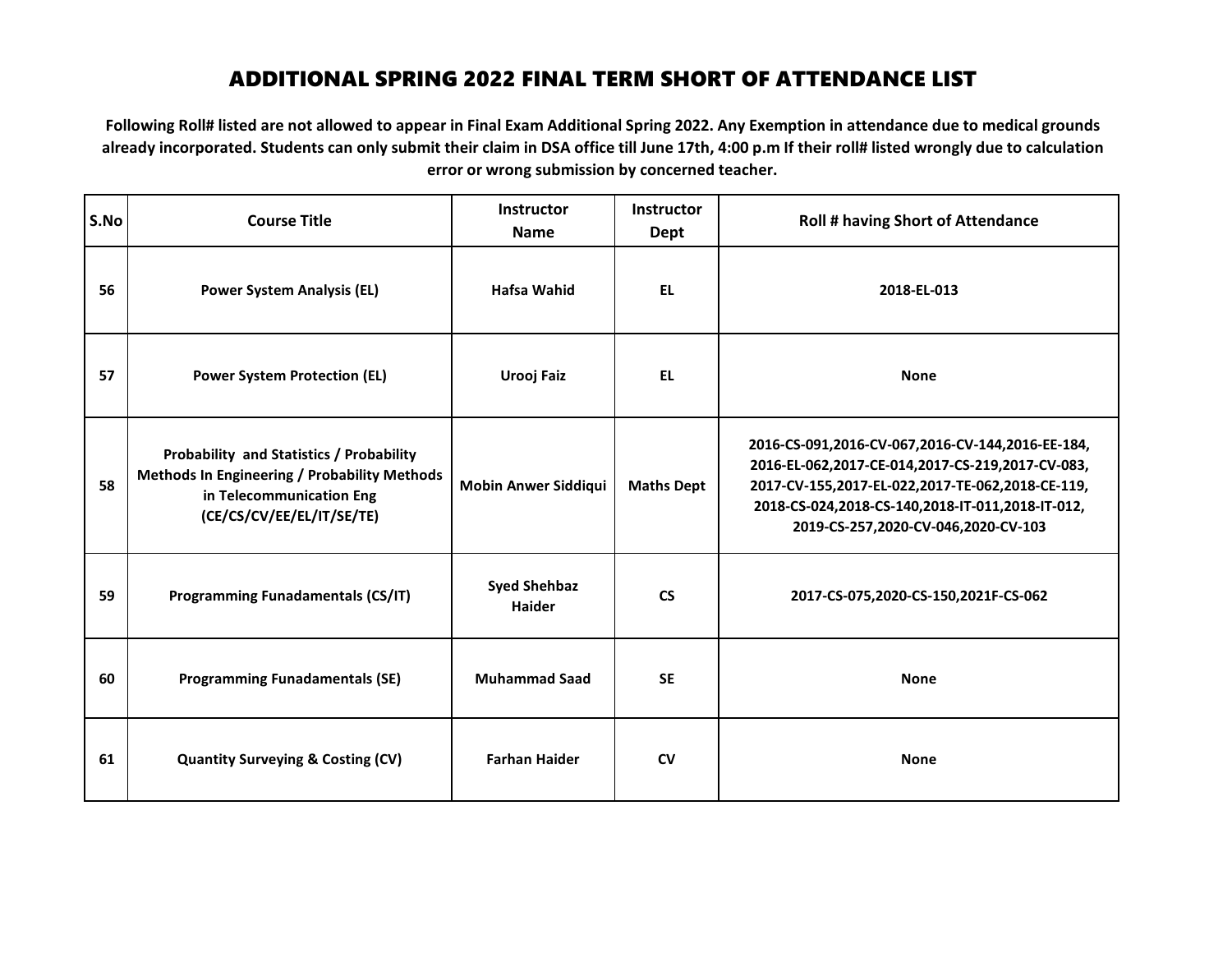# ADDITIONAL SPRING 2022 FINAL TERM SHORT OF ATTENDANCE LIST

**Following Roll# listed are not allowed to appear in Final Exam Additional Spring 2022. Any Exemption in attendance due to medical grounds already incorporated. Students can only submit their claim in DSA office till June 17th, 4:00 p.m If their roll# listed wrongly due to calculation error or wrong submission by concerned teacher.**

| S.No | Course Title | Instructor Name | Instructor Dept | Roll # having Short of Attendance |
|---|---|---|---|---|
| 56 | Power System Analysis (EL) | Hafsa Wahid | EL | 2018-EL-013 |
| 57 | Power System Protection (EL) | Urooj Faiz | EL | None |
| 58 | Probability and Statistics / Probability Methods In Engineering / Probability Methods in Telecommunication Eng (CE/CS/CV/EE/EL/IT/SE/TE) | Mobin Anwer Siddiqui | Maths Dept | 2016-CS-091,2016-CV-067,2016-CV-144,2016-EE-184, 2016-EL-062,2017-CE-014,2017-CS-219,2017-CV-083, 2017-CV-155,2017-EL-022,2017-TE-062,2018-CE-119, 2018-CS-024,2018-CS-140,2018-IT-011,2018-IT-012, 2019-CS-257,2020-CV-046,2020-CV-103 |
| 59 | Programming Funadamentals (CS/IT) | Syed Shehbaz Haider | CS | 2017-CS-075,2020-CS-150,2021F-CS-062 |
| 60 | Programming Funadamentals (SE) | Muhammad Saad | SE | None |
| 61 | Quantity Surveying & Costing (CV) | Farhan Haider | CV | None |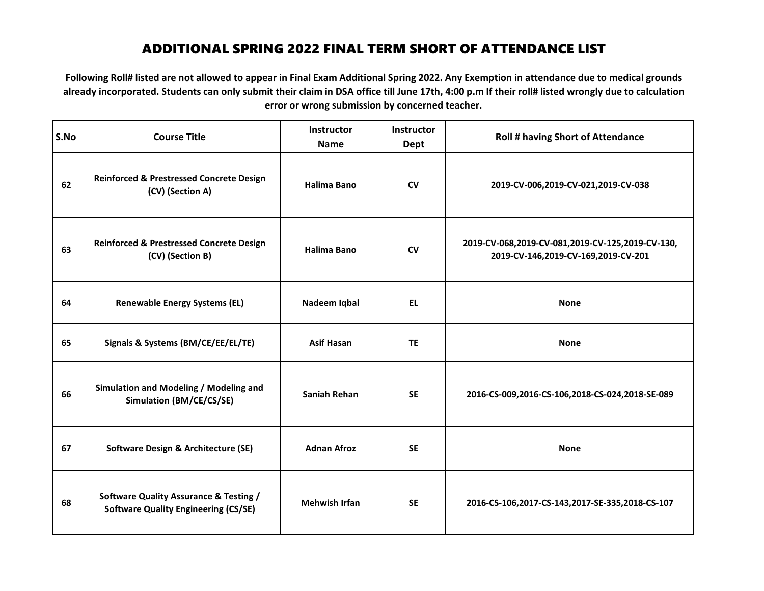# ADDITIONAL SPRING 2022 FINAL TERM SHORT OF ATTENDANCE LIST

**Following Roll# listed are not allowed to appear in Final Exam Additional Spring 2022. Any Exemption in attendance due to medical grounds already incorporated. Students can only submit their claim in DSA office till June 17th, 4:00 p.m If their roll# listed wrongly due to calculation error or wrong submission by concerned teacher.**

| S.No | Course Title | Instructor Name | Instructor Dept | Roll # having Short of Attendance |
|---|---|---|---|---|
| 62 | Reinforced & Prestressed Concrete Design (CV) (Section A) | Halima Bano | CV | 2019-CV-006,2019-CV-021,2019-CV-038 |
| 63 | Reinforced & Prestressed Concrete Design (CV) (Section B) | Halima Bano | CV | 2019-CV-068,2019-CV-081,2019-CV-125,2019-CV-130, 2019-CV-146,2019-CV-169,2019-CV-201 |
| 64 | Renewable Energy Systems (EL) | Nadeem Iqbal | EL | None |
| 65 | Signals & Systems (BM/CE/EE/EL/TE) | Asif Hasan | TE | None |
| 66 | Simulation and Modeling / Modeling and Simulation (BM/CE/CS/SE) | Saniah Rehan | SE | 2016-CS-009,2016-CS-106,2018-CS-024,2018-SE-089 |
| 67 | Software Design & Architecture (SE) | Adnan Afroz | SE | None |
| 68 | Software Quality Assurance & Testing / Software Quality Engineering (CS/SE) | Mehwish Irfan | SE | 2016-CS-106,2017-CS-143,2017-SE-335,2018-CS-107 |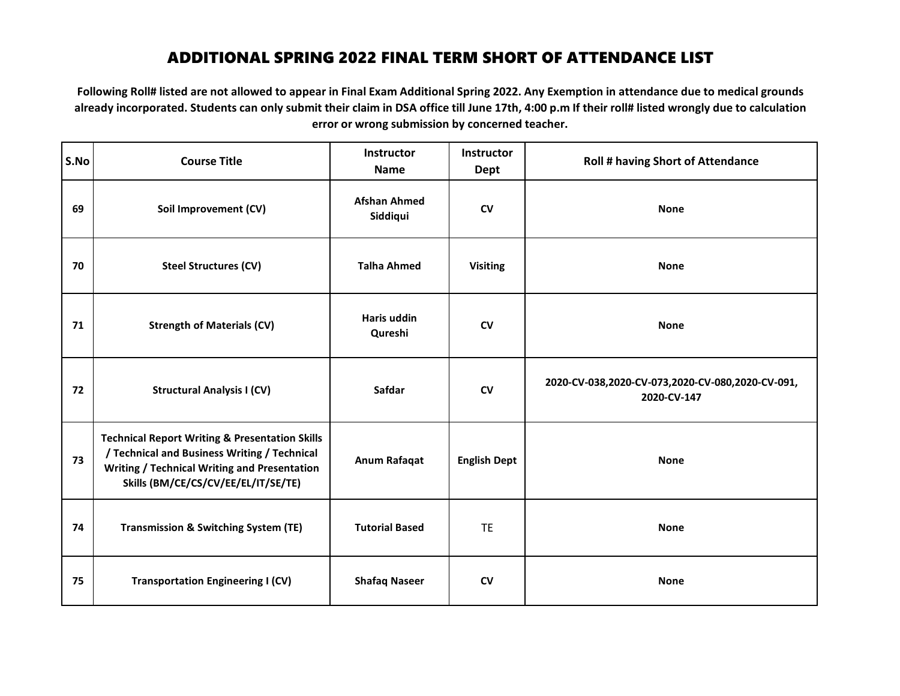# ADDITIONAL SPRING 2022 FINAL TERM SHORT OF ATTENDANCE LIST

**Following Roll# listed are not allowed to appear in Final Exam Additional Spring 2022. Any Exemption in attendance due to medical grounds already incorporated. Students can only submit their claim in DSA office till June 17th, 4:00 p.m If their roll# listed wrongly due to calculation error or wrong submission by concerned teacher.**

| S.No | Course Title | Instructor Name | Instructor Dept | Roll # having Short of Attendance |
|---|---|---|---|---|
| 69 | Soil Improvement (CV) | Afshan Ahmed Siddiqui | CV | None |
| 70 | Steel Structures (CV) | Talha Ahmed | Visiting | None |
| 71 | Strength of Materials (CV) | Haris uddin Qureshi | CV | None |
| 72 | Structural Analysis I (CV) | Safdar | CV | 2020-CV-038,2020-CV-073,2020-CV-080,2020-CV-091, 2020-CV-147 |
| 73 | Technical Report Writing & Presentation Skills / Technical and Business Writing / Technical Writing / Technical Writing and Presentation Skills (BM/CE/CS/CV/EE/EL/IT/SE/TE) | Anum Rafaqat | English Dept | None |
| 74 | Transmission & Switching System (TE) | Tutorial Based | TE | None |
| 75 | Transportation Engineering I (CV) | Shafaq Naseer | CV | None |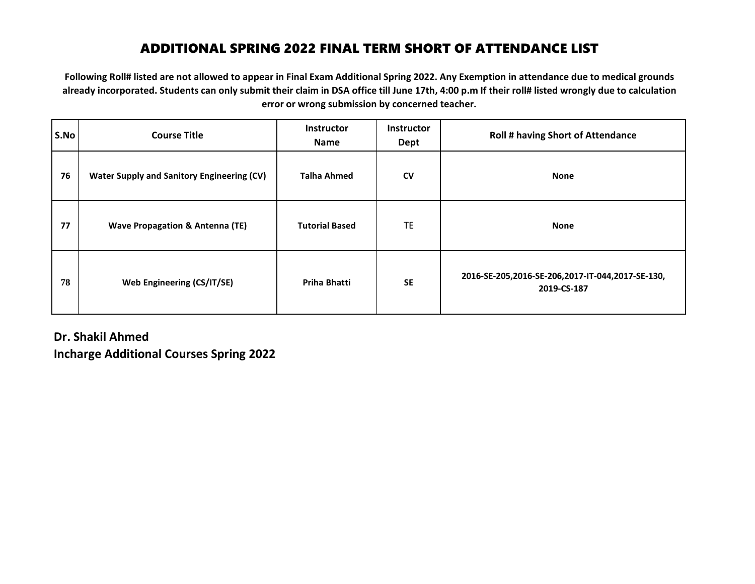# ADDITIONAL SPRING 2022 FINAL TERM SHORT OF ATTENDANCE LIST

**Following Roll# listed are not allowed to appear in Final Exam Additional Spring 2022. Any Exemption in attendance due to medical grounds already incorporated. Students can only submit their claim in DSA office till June 17th, 4:00 p.m If their roll# listed wrongly due to calculation error or wrong submission by concerned teacher.**

| S.No | Course Title | Instructor Name | Instructor Dept | Roll # having Short of Attendance |
|---|---|---|---|---|
| 76 | Water Supply and Sanitory Engineering (CV) | Talha Ahmed | CV | None |
| 77 | Wave Propagation & Antenna (TE) | Tutorial Based | TE | None |
| 78 | Web Engineering (CS/IT/SE) | Priha Bhatti | SE | 2016-SE-205,2016-SE-206,2017-IT-044,2017-SE-130, 2019-CS-187 |

**Dr. Shakil Ahmed**
**Incharge Additional Courses Spring 2022**